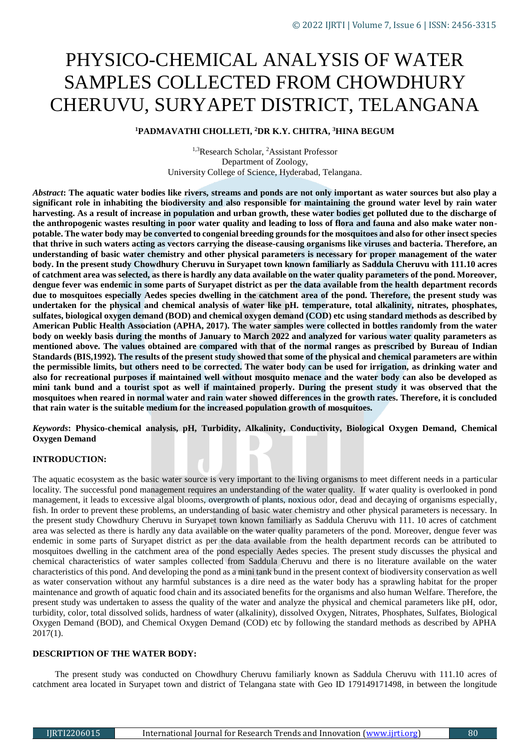# PHYSICO-CHEMICAL ANALYSIS OF WATER SAMPLES COLLECTED FROM CHOWDHURY CHERUVU, SURYAPET DISTRICT, TELANGANA

**[1]PADMAVATHI CHOLLETI, [2]DR K.Y. CHITRA, [3]HINA BEGUM**

[1,3]Research Scholar, [2]Assistant Professor
Department of Zoology,
University College of Science, Hyderabad, Telangana.

***Abstract*: The aquatic water bodies like rivers, streams and ponds are not only important as water sources but also play a significant role in inhabiting the biodiversity and also responsible for maintaining the ground water level by rain water harvesting. As a result of increase in population and urban growth, these water bodies get polluted due to the discharge of the anthropogenic wastes resulting in poor water quality and leading to loss of flora and fauna and also make water non-potable. The water body may be converted to congenial breeding grounds for the mosquitoes and also for other insect species that thrive in such waters acting as vectors carrying the disease-causing organisms like viruses and bacteria. Therefore, an understanding of basic water chemistry and other physical parameters is necessary for proper management of the water body. In the present study Chowdhury Cheruvu in Suryapet town known familiarly as Saddula Cheruvu with 111.10 acres of catchment area was selected, as there is hardly any data available on the water quality parameters of the pond. Moreover, dengue fever was endemic in some parts of Suryapet district as per the data available from the health department records due to mosquitoes especially Aedes species dwelling in the catchment area of the pond. Therefore, the present study was undertaken for the physical and chemical analysis of water like pH. temperature, total alkalinity, nitrates, phosphates, sulfates, biological oxygen demand (BOD) and chemical oxygen demand (COD) etc using standard methods as described by American Public Health Association (APHA, 2017). The water samples were collected in bottles randomly from the water body on weekly basis during the months of January to March 2022 and analyzed for various water quality parameters as mentioned above. The values obtained are compared with that of the normal ranges as prescribed by Bureau of Indian Standards (BIS,1992). The results of the present study showed that some of the physical and chemical parameters are within the permissible limits, but others need to be corrected. The water body can be used for irrigation, as drinking water and also for recreational purposes if maintained well without mosquito menace and the water body can also be developed as mini tank bund and a tourist spot as well if maintained properly. During the present study it was observed that the mosquitoes when reared in normal water and rain water showed differences in the growth rates. Therefore, it is concluded that rain water is the suitable medium for the increased population growth of mosquitoes.**

***Keywords*: Physico-chemical analysis, pH, Turbidity, Alkalinity, Conductivity, Biological Oxygen Demand, Chemical Oxygen Demand**

## INTRODUCTION:

The aquatic ecosystem as the basic water source is very important to the living organisms to meet different needs in a particular locality. The successful pond management requires an understanding of the water quality. If water quality is overlooked in pond management, it leads to excessive algal blooms, overgrowth of plants, noxious odor, dead and decaying of organisms especially, fish. In order to prevent these problems, an understanding of basic water chemistry and other physical parameters is necessary. In the present study Chowdhury Cheruvu in Suryapet town known familiarly as Saddula Cheruvu with 111. 10 acres of catchment area was selected as there is hardly any data available on the water quality parameters of the pond. Moreover, dengue fever was endemic in some parts of Suryapet district as per the data available from the health department records can be attributed to mosquitoes dwelling in the catchment area of the pond especially Aedes species. The present study discusses the physical and chemical characteristics of water samples collected from Saddula Cheruvu and there is no literature available on the water characteristics of this pond. And developing the pond as a mini tank bund in the present context of biodiversity conservation as well as water conservation without any harmful substances is a dire need as the water body has a sprawling habitat for the proper maintenance and growth of aquatic food chain and its associated benefits for the organisms and also human Welfare. Therefore, the present study was undertaken to assess the quality of the water and analyze the physical and chemical parameters like pH, odor, turbidity, color, total dissolved solids, hardness of water (alkalinity), dissolved Oxygen, Nitrates, Phosphates, Sulfates, Biological Oxygen Demand (BOD), and Chemical Oxygen Demand (COD) etc by following the standard methods as described by APHA 2017(1).

## DESCRIPTION OF THE WATER BODY:

The present study was conducted on Chowdhury Cheruvu familiarly known as Saddula Cheruvu with 111.10 acres of catchment area located in Suryapet town and district of Telangana state with Geo ID 179149171498, in between the longitude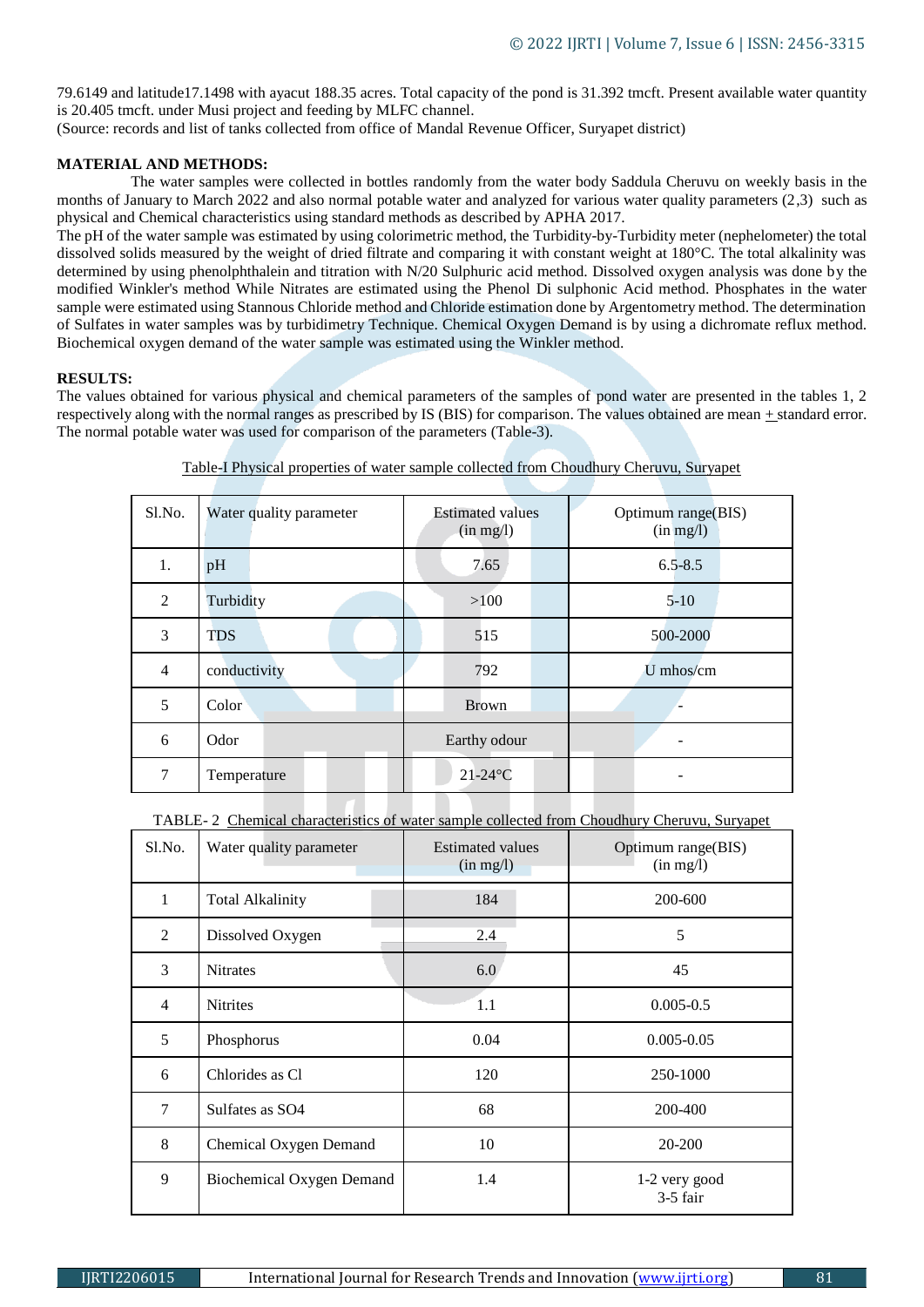79.6149 and latitude17.1498 with ayacut 188.35 acres. Total capacity of the pond is 31.392 tmcft. Present available water quantity is 20.405 tmcft. under Musi project and feeding by MLFC channel.
(Source: records and list of tanks collected from office of Mandal Revenue Officer, Suryapet district)

**MATERIAL AND METHODS:**

The water samples were collected in bottles randomly from the water body Saddula Cheruvu on weekly basis in the months of January to March 2022 and also normal potable water and analyzed for various water quality parameters (2,3) such as physical and Chemical characteristics using standard methods as described by APHA 2017.

The pH of the water sample was estimated by using colorimetric method, the Turbidity-by-Turbidity meter (nephelometer) the total dissolved solids measured by the weight of dried filtrate and comparing it with constant weight at 180°C. The total alkalinity was determined by using phenolphthalein and titration with N/20 Sulphuric acid method. Dissolved oxygen analysis was done by the modified Winkler's method While Nitrates are estimated using the Phenol Di sulphonic Acid method. Phosphates in the water sample were estimated using Stannous Chloride method and Chloride estimation done by Argentometry method. The determination of Sulfates in water samples was by turbidimetry Technique. Chemical Oxygen Demand is by using a dichromate reflux method. Biochemical oxygen demand of the water sample was estimated using the Winkler method.

**RESULTS:**

The values obtained for various physical and chemical parameters of the samples of pond water are presented in the tables 1, 2 respectively along with the normal ranges as prescribed by IS (BIS) for comparison. The values obtained are mean ± standard error. The normal potable water was used for comparison of the parameters (Table-3).

Table-I Physical properties of water sample collected from Choudhury Cheruvu, Suryapet

| Sl.No. | Water quality parameter | Estimated values (in mg/l) | Optimum range(BIS) (in mg/l) |
|---|---|---|---|
| 1. | pH | 7.65 | 6.5-8.5 |
| 2 | Turbidity | >100 | 5-10 |
| 3 | TDS | 515 | 500-2000 |
| 4 | conductivity | 792 | U mhos/cm |
| 5 | Color | Brown | - |
| 6 | Odor | Earthy odour | - |
| 7 | Temperature | 21-24°C | - |

TABLE- 2 Chemical characteristics of water sample collected from Choudhury Cheruvu, Suryapet

| Sl.No. | Water quality parameter | Estimated values (in mg/l) | Optimum range(BIS) (in mg/l) |
|---|---|---|---|
| 1 | Total Alkalinity | 184 | 200-600 |
| 2 | Dissolved Oxygen | 2.4 | 5 |
| 3 | Nitrates | 6.0 | 45 |
| 4 | Nitrites | 1.1 | 0.005-0.5 |
| 5 | Phosphorus | 0.04 | 0.005-0.05 |
| 6 | Chlorides as Cl | 120 | 250-1000 |
| 7 | Sulfates as SO4 | 68 | 200-400 |
| 8 | Chemical Oxygen Demand | 10 | 20-200 |
| 9 | Biochemical Oxygen Demand | 1.4 | 1-2 very good<br>3-5 fair |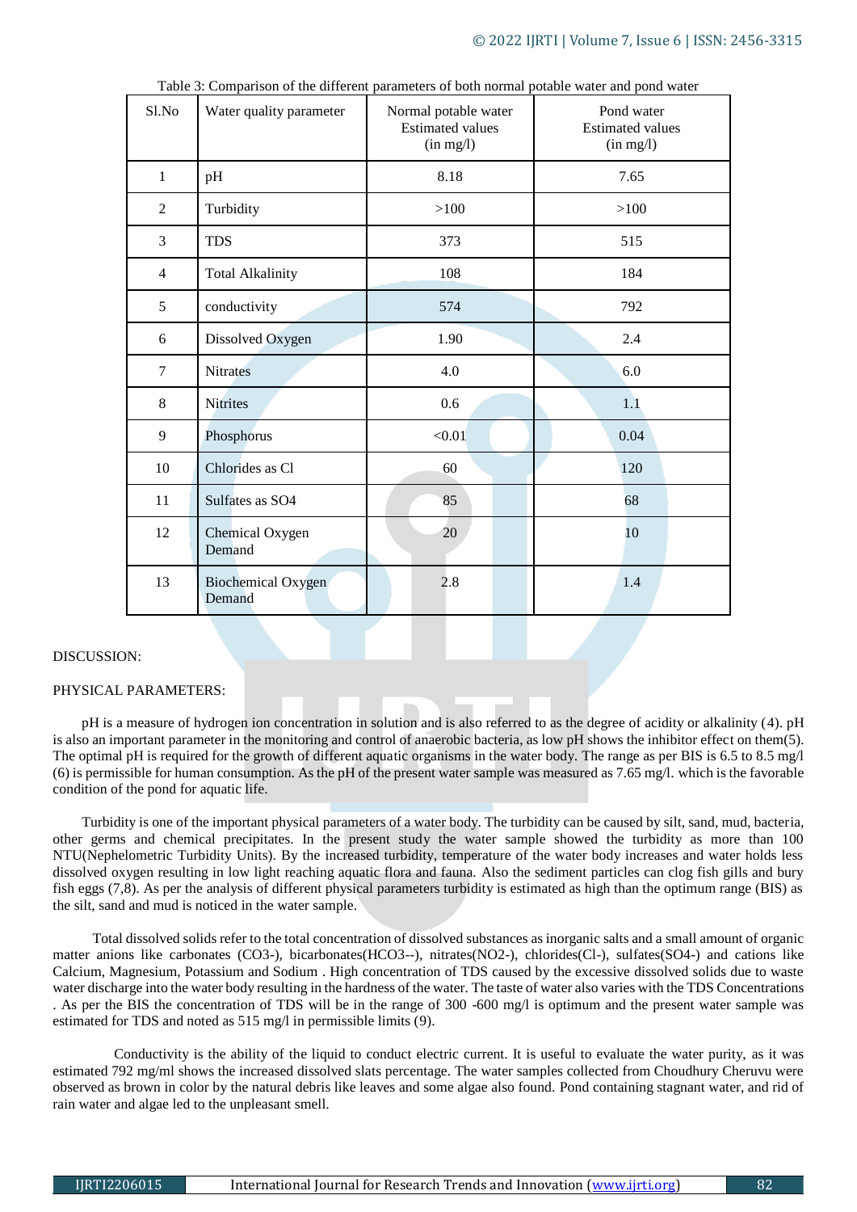Table 3: Comparison of the different parameters of both normal potable water and pond water

| Sl.No | Water quality parameter | Normal potable water Estimated values (in mg/l) | Pond water Estimated values (in mg/l) |
|---|---|---|---|
| 1 | pH | 8.18 | 7.65 |
| 2 | Turbidity | >100 | >100 |
| 3 | TDS | 373 | 515 |
| 4 | Total Alkalinity | 108 | 184 |
| 5 | conductivity | 574 | 792 |
| 6 | Dissolved Oxygen | 1.90 | 2.4 |
| 7 | Nitrates | 4.0 | 6.0 |
| 8 | Nitrites | 0.6 | 1.1 |
| 9 | Phosphorus | <0.01 | 0.04 |
| 10 | Chlorides as Cl | 60 | 120 |
| 11 | Sulfates as SO4 | 85 | 68 |
| 12 | Chemical Oxygen Demand | 20 | 10 |
| 13 | Biochemical Oxygen Demand | 2.8 | 1.4 |

DISCUSSION:

PHYSICAL PARAMETERS:

pH is a measure of hydrogen ion concentration in solution and is also referred to as the degree of acidity or alkalinity (4). pH is also an important parameter in the monitoring and control of anaerobic bacteria, as low pH shows the inhibitor effect on them(5). The optimal pH is required for the growth of different aquatic organisms in the water body. The range as per BIS is 6.5 to 8.5 mg/l (6) is permissible for human consumption. As the pH of the present water sample was measured as 7.65 mg/l. which is the favorable condition of the pond for aquatic life.

Turbidity is one of the important physical parameters of a water body. The turbidity can be caused by silt, sand, mud, bacteria, other germs and chemical precipitates. In the present study the water sample showed the turbidity as more than 100 NTU(Nephelometric Turbidity Units). By the increased turbidity, temperature of the water body increases and water holds less dissolved oxygen resulting in low light reaching aquatic flora and fauna. Also the sediment particles can clog fish gills and bury fish eggs (7,8). As per the analysis of different physical parameters turbidity is estimated as high than the optimum range (BIS) as the silt, sand and mud is noticed in the water sample.

Total dissolved solids refer to the total concentration of dissolved substances as inorganic salts and a small amount of organic matter anions like carbonates (CO3-), bicarbonates(HCO3--), nitrates(NO2-), chlorides(Cl-), sulfates(SO4-) and cations like Calcium, Magnesium, Potassium and Sodium . High concentration of TDS caused by the excessive dissolved solids due to waste water discharge into the water body resulting in the hardness of the water. The taste of water also varies with the TDS Concentrations . As per the BIS the concentration of TDS will be in the range of 300 -600 mg/l is optimum and the present water sample was estimated for TDS and noted as 515 mg/l in permissible limits (9).

Conductivity is the ability of the liquid to conduct electric current. It is useful to evaluate the water purity, as it was estimated 792 mg/ml shows the increased dissolved slats percentage. The water samples collected from Choudhury Cheruvu were observed as brown in color by the natural debris like leaves and some algae also found. Pond containing stagnant water, and rid of rain water and algae led to the unpleasant smell.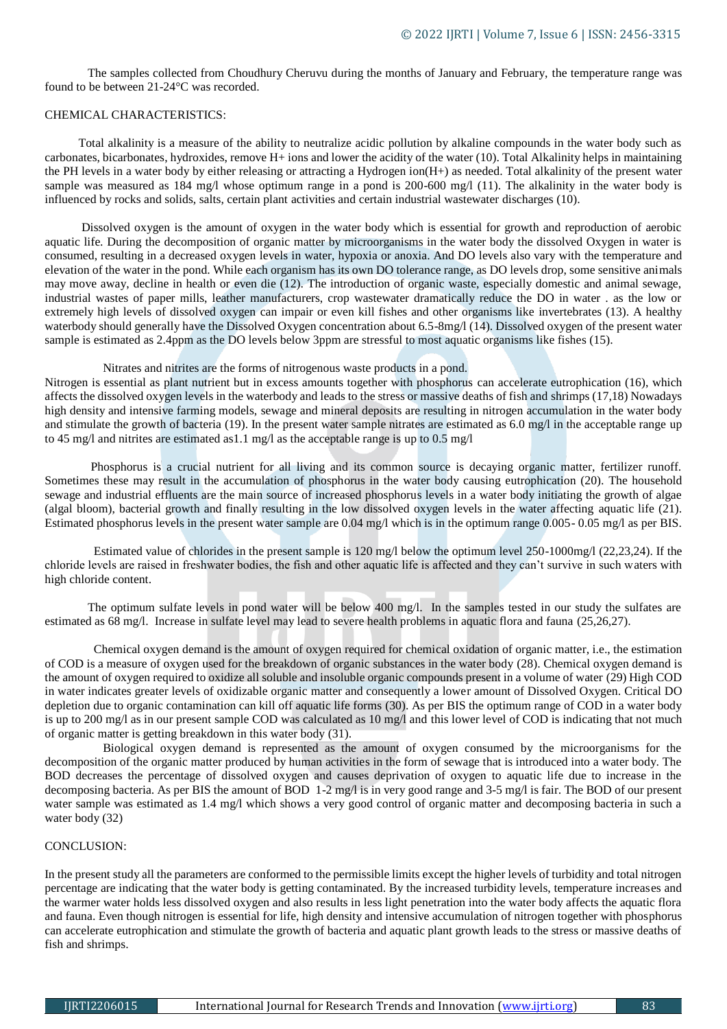The samples collected from Choudhury Cheruvu during the months of January and February, the temperature range was found to be between 21-24°C was recorded.

CHEMICAL CHARACTERISTICS:

Total alkalinity is a measure of the ability to neutralize acidic pollution by alkaline compounds in the water body such as carbonates, bicarbonates, hydroxides, remove H+ ions and lower the acidity of the water (10). Total Alkalinity helps in maintaining the PH levels in a water body by either releasing or attracting a Hydrogen ion(H+) as needed. Total alkalinity of the present water sample was measured as 184 mg/l whose optimum range in a pond is 200-600 mg/l (11). The alkalinity in the water body is influenced by rocks and solids, salts, certain plant activities and certain industrial wastewater discharges (10).

Dissolved oxygen is the amount of oxygen in the water body which is essential for growth and reproduction of aerobic aquatic life. During the decomposition of organic matter by microorganisms in the water body the dissolved Oxygen in water is consumed, resulting in a decreased oxygen levels in water, hypoxia or anoxia. And DO levels also vary with the temperature and elevation of the water in the pond. While each organism has its own DO tolerance range, as DO levels drop, some sensitive animals may move away, decline in health or even die (12). The introduction of organic waste, especially domestic and animal sewage, industrial wastes of paper mills, leather manufacturers, crop wastewater dramatically reduce the DO in water . as the low or extremely high levels of dissolved oxygen can impair or even kill fishes and other organisms like invertebrates (13). A healthy waterbody should generally have the Dissolved Oxygen concentration about 6.5-8mg/l (14). Dissolved oxygen of the present water sample is estimated as 2.4ppm as the DO levels below 3ppm are stressful to most aquatic organisms like fishes (15).

Nitrates and nitrites are the forms of nitrogenous waste products in a pond.
Nitrogen is essential as plant nutrient but in excess amounts together with phosphorus can accelerate eutrophication (16), which affects the dissolved oxygen levels in the waterbody and leads to the stress or massive deaths of fish and shrimps (17,18) Nowadays high density and intensive farming models, sewage and mineral deposits are resulting in nitrogen accumulation in the water body and stimulate the growth of bacteria (19). In the present water sample nitrates are estimated as 6.0 mg/l in the acceptable range up to 45 mg/l and nitrites are estimated as1.1 mg/l as the acceptable range is up to 0.5 mg/l

Phosphorus is a crucial nutrient for all living and its common source is decaying organic matter, fertilizer runoff. Sometimes these may result in the accumulation of phosphorus in the water body causing eutrophication (20). The household sewage and industrial effluents are the main source of increased phosphorus levels in a water body initiating the growth of algae (algal bloom), bacterial growth and finally resulting in the low dissolved oxygen levels in the water affecting aquatic life (21). Estimated phosphorus levels in the present water sample are 0.04 mg/l which is in the optimum range 0.005- 0.05 mg/l as per BIS.

Estimated value of chlorides in the present sample is 120 mg/l below the optimum level 250-1000mg/l (22,23,24). If the chloride levels are raised in freshwater bodies, the fish and other aquatic life is affected and they can't survive in such waters with high chloride content.

The optimum sulfate levels in pond water will be below 400 mg/l. In the samples tested in our study the sulfates are estimated as 68 mg/l. Increase in sulfate level may lead to severe health problems in aquatic flora and fauna (25,26,27).

Chemical oxygen demand is the amount of oxygen required for chemical oxidation of organic matter, i.e., the estimation of COD is a measure of oxygen used for the breakdown of organic substances in the water body (28). Chemical oxygen demand is the amount of oxygen required to oxidize all soluble and insoluble organic compounds present in a volume of water (29) High COD in water indicates greater levels of oxidizable organic matter and consequently a lower amount of Dissolved Oxygen. Critical DO depletion due to organic contamination can kill off aquatic life forms (30). As per BIS the optimum range of COD in a water body is up to 200 mg/l as in our present sample COD was calculated as 10 mg/l and this lower level of COD is indicating that not much of organic matter is getting breakdown in this water body (31).

Biological oxygen demand is represented as the amount of oxygen consumed by the microorganisms for the decomposition of the organic matter produced by human activities in the form of sewage that is introduced into a water body. The BOD decreases the percentage of dissolved oxygen and causes deprivation of oxygen to aquatic life due to increase in the decomposing bacteria. As per BIS the amount of BOD 1-2 mg/l is in very good range and 3-5 mg/l is fair. The BOD of our present water sample was estimated as 1.4 mg/l which shows a very good control of organic matter and decomposing bacteria in such a water body (32)

CONCLUSION:

In the present study all the parameters are conformed to the permissible limits except the higher levels of turbidity and total nitrogen percentage are indicating that the water body is getting contaminated. By the increased turbidity levels, temperature increases and the warmer water holds less dissolved oxygen and also results in less light penetration into the water body affects the aquatic flora and fauna. Even though nitrogen is essential for life, high density and intensive accumulation of nitrogen together with phosphorus can accelerate eutrophication and stimulate the growth of bacteria and aquatic plant growth leads to the stress or massive deaths of fish and shrimps.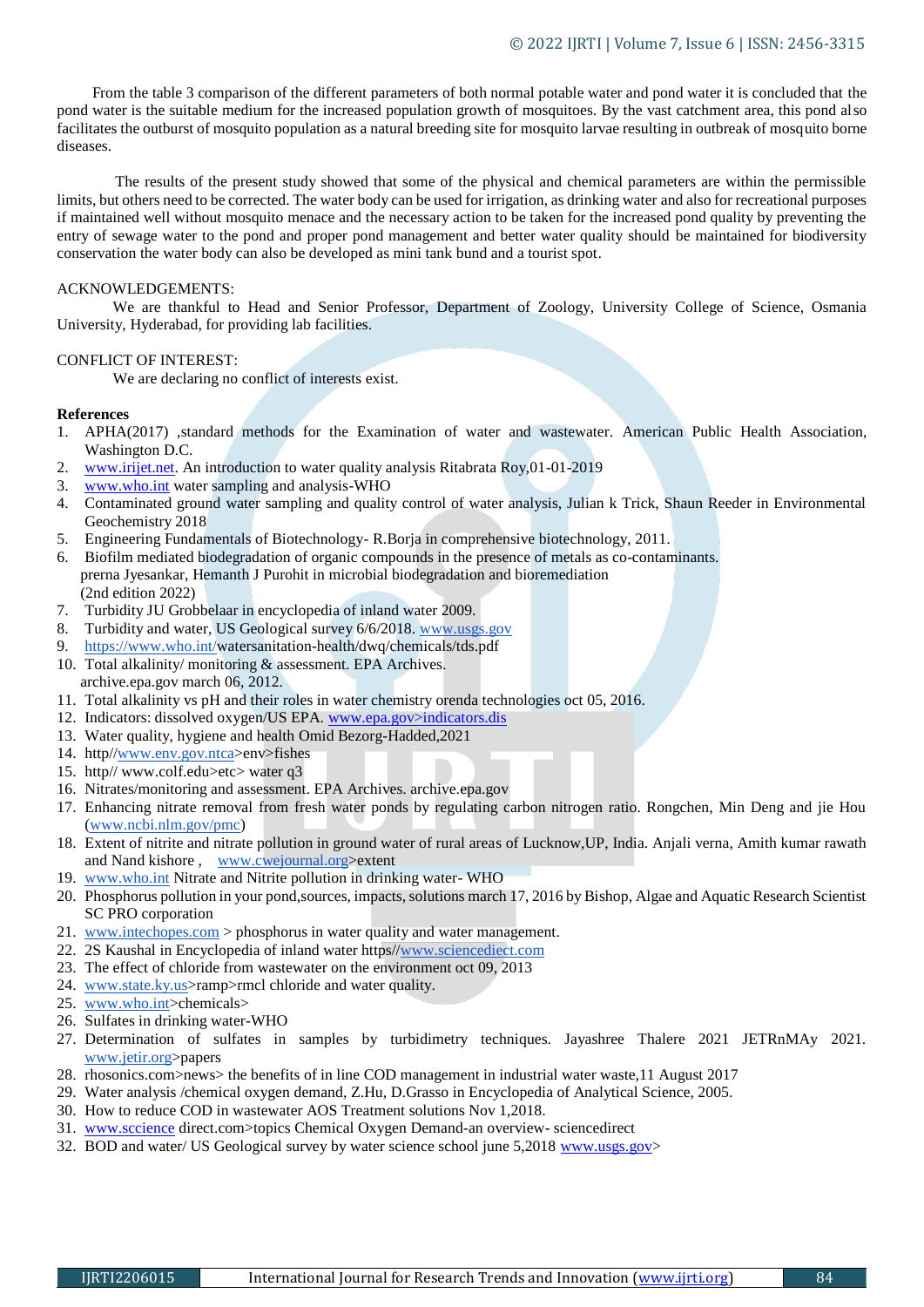From the table 3 comparison of the different parameters of both normal potable water and pond water it is concluded that the pond water is the suitable medium for the increased population growth of mosquitoes. By the vast catchment area, this pond also facilitates the outburst of mosquito population as a natural breeding site for mosquito larvae resulting in outbreak of mosquito borne diseases.

The results of the present study showed that some of the physical and chemical parameters are within the permissible limits, but others need to be corrected. The water body can be used for irrigation, as drinking water and also for recreational purposes if maintained well without mosquito menace and the necessary action to be taken for the increased pond quality by preventing the entry of sewage water to the pond and proper pond management and better water quality should be maintained for biodiversity conservation the water body can also be developed as mini tank bund and a tourist spot.

ACKNOWLEDGEMENTS:

We are thankful to Head and Senior Professor, Department of Zoology, University College of Science, Osmania University, Hyderabad, for providing lab facilities.

CONFLICT OF INTEREST:

We are declaring no conflict of interests exist.

**References**

1. APHA(2017) ,standard methods for the Examination of water and wastewater. American Public Health Association, Washington D.C.
2. www.irijet.net. An introduction to water quality analysis Ritabrata Roy,01-01-2019
3. www.who.int water sampling and analysis-WHO
4. Contaminated ground water sampling and quality control of water analysis, Julian k Trick, Shaun Reeder in Environmental Geochemistry 2018
5. Engineering Fundamentals of Biotechnology- R.Borja in comprehensive biotechnology, 2011.
6. Biofilm mediated biodegradation of organic compounds in the presence of metals as co-contaminants. prerna Jyesankar, Hemanth J Purohit in microbial biodegradation and bioremediation (2nd edition 2022)
7. Turbidity JU Grobbelaar in encyclopedia of inland water 2009.
8. Turbidity and water, US Geological survey 6/6/2018. www.usgs.gov
9. https://www.who.int/watersanitation-health/dwq/chemicals/tds.pdf
10. Total alkalinity/ monitoring & assessment. EPA Archives. archive.epa.gov march 06, 2012.
11. Total alkalinity vs pH and their roles in water chemistry orenda technologies oct 05, 2016.
12. Indicators: dissolved oxygen/US EPA. www.epa.gov>indicators.dis
13. Water quality, hygiene and health Omid Bezorg-Hadded,2021
14. http//www.env.gov.ntca>env>fishes
15. http// www.colf.edu>etc> water q3
16. Nitrates/monitoring and assessment. EPA Archives. archive.epa.gov
17. Enhancing nitrate removal from fresh water ponds by regulating carbon nitrogen ratio. Rongchen, Min Deng and jie Hou (www.ncbi.nlm.gov/pmc)
18. Extent of nitrite and nitrate pollution in ground water of rural areas of Lucknow,UP, India. Anjali verna, Amith kumar rawath and Nand kishore , www.cwejournal.org>extent
19. www.who.int Nitrate and Nitrite pollution in drinking water- WHO
20. Phosphorus pollution in your pond,sources, impacts, solutions march 17, 2016 by Bishop, Algae and Aquatic Research Scientist SC PRO corporation
21. www.intechopes.com > phosphorus in water quality and water management.
22. 2S Kaushal in Encyclopedia of inland water https//www.sciencediect.com
23. The effect of chloride from wastewater on the environment oct 09, 2013
24. www.state.ky.us>ramp>rmcl chloride and water quality.
25. www.who.int>chemicals>
26. Sulfates in drinking water-WHO
27. Determination of sulfates in samples by turbidimetry techniques. Jayashree Thalere 2021 JETRnMAy 2021. www.jetir.org>papers
28. rhosonics.com>news> the benefits of in line COD management in industrial water waste,11 August 2017
29. Water analysis /chemical oxygen demand, Z.Hu, D.Grasso in Encyclopedia of Analytical Science, 2005.
30. How to reduce COD in wastewater AOS Treatment solutions Nov 1,2018.
31. www.sccience direct.com>topics Chemical Oxygen Demand-an overview- sciencedirect
32. BOD and water/ US Geological survey by water science school june 5,2018 www.usgs.gov>